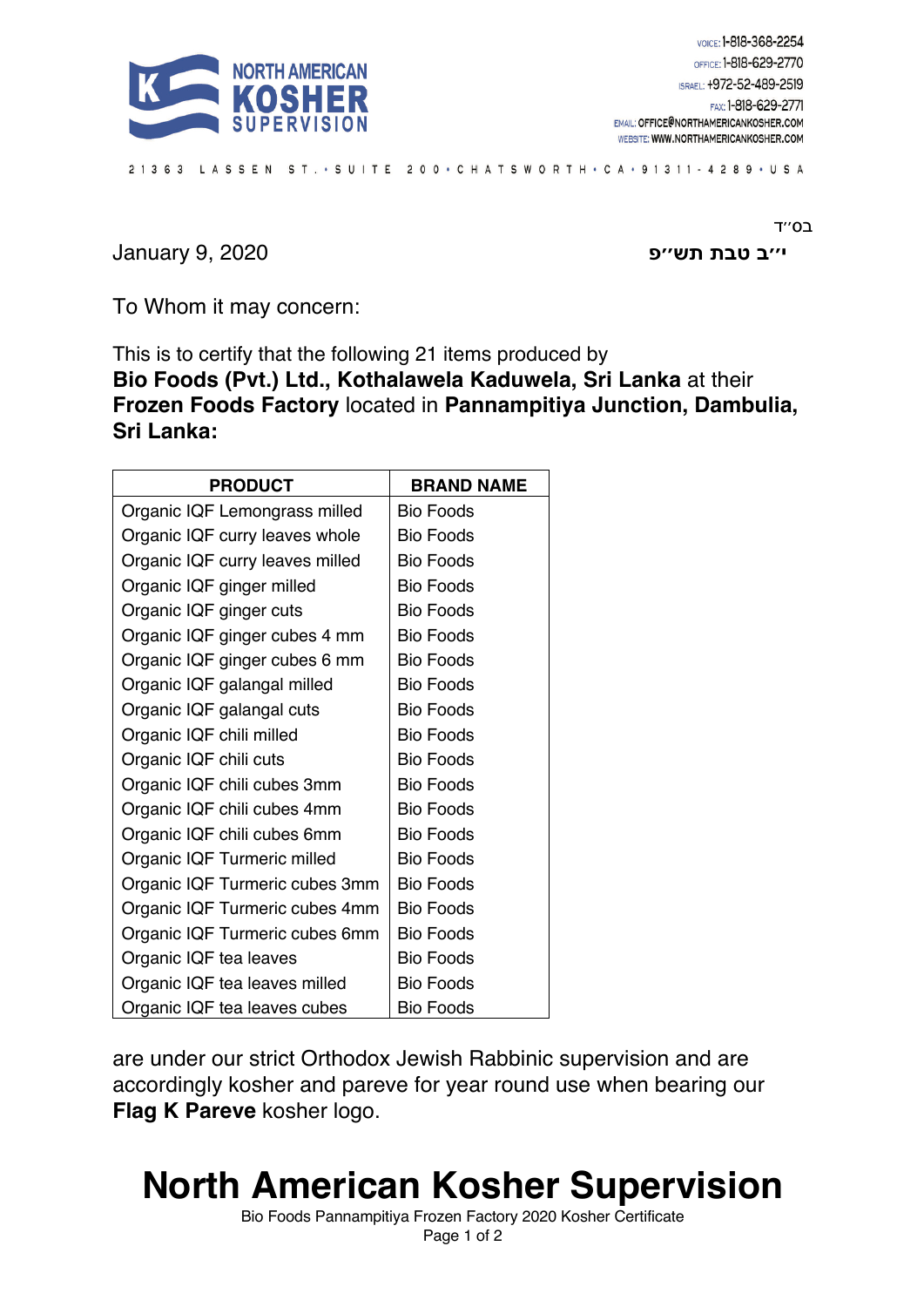NORTH AMERICAN **KOSHER** SUPERVISION

VOICE: 1-818-368-2254
OFFICE: 1-818-629-2770
ISRAEL: +972-52-489-2519
FAX: 1-818-629-2771
EMAIL: OFFICE@NORTHAMERICANKOSHER.COM
WEBSITE: WWW.NORTHAMERICANKOSHER.COM

21363 LASSEN ST. • SUITE 200 • CHATSWORTH • CA • 91311-4289 • USA

בס"ד

January 9, 2020 **י"ב טבת תש"פ**

To Whom it may concern:

This is to certify that the following 21 items produced by
**Bio Foods (Pvt.) Ltd., Kothalawela Kaduwela, Sri Lanka** at their **Frozen Foods Factory** located in **Pannampitiya Junction, Dambulia, Sri Lanka:**

| PRODUCT | BRAND NAME |
|---|---|
| Organic IQF Lemongrass milled | Bio Foods |
| Organic IQF curry leaves whole | Bio Foods |
| Organic IQF curry leaves milled | Bio Foods |
| Organic IQF ginger milled | Bio Foods |
| Organic IQF ginger cuts | Bio Foods |
| Organic IQF ginger cubes 4 mm | Bio Foods |
| Organic IQF ginger cubes 6 mm | Bio Foods |
| Organic IQF galangal milled | Bio Foods |
| Organic IQF galangal cuts | Bio Foods |
| Organic IQF chili milled | Bio Foods |
| Organic IQF chili cuts | Bio Foods |
| Organic IQF chili cubes 3mm | Bio Foods |
| Organic IQF chili cubes 4mm | Bio Foods |
| Organic IQF chili cubes 6mm | Bio Foods |
| Organic IQF Turmeric milled | Bio Foods |
| Organic IQF Turmeric cubes 3mm | Bio Foods |
| Organic IQF Turmeric cubes 4mm | Bio Foods |
| Organic IQF Turmeric cubes 6mm | Bio Foods |
| Organic IQF tea leaves | Bio Foods |
| Organic IQF tea leaves milled | Bio Foods |
| Organic IQF tea leaves cubes | Bio Foods |

are under our strict Orthodox Jewish Rabbinic supervision and are accordingly kosher and pareve for year round use when bearing our **Flag K Pareve** kosher logo.

# North American Kosher Supervision

Bio Foods Pannampitiya Frozen Factory 2020 Kosher Certificate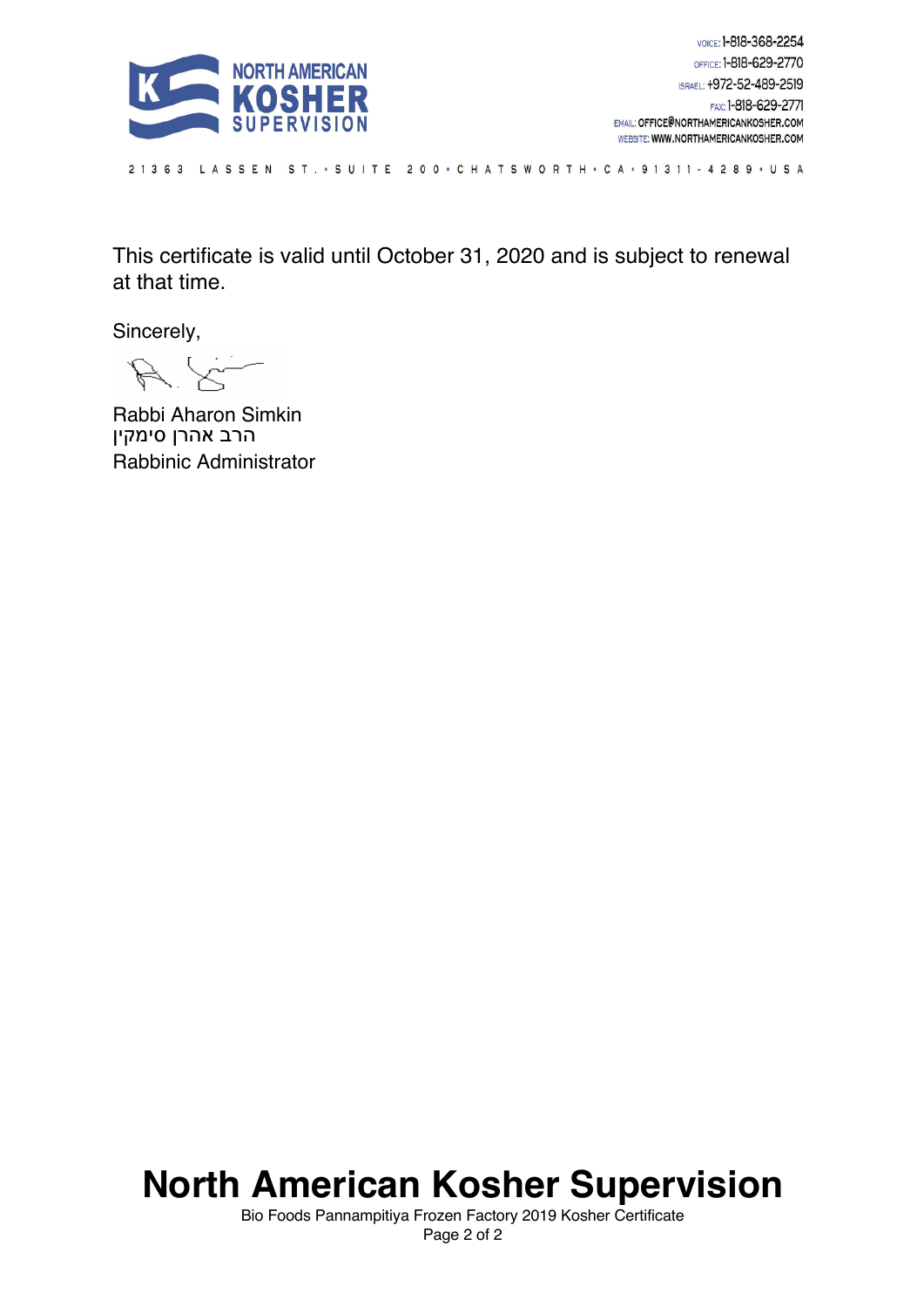This certificate is valid until October 31, 2020 and is subject to renewal at that time.

Sincerely,

Rabbi Aharon Simkin
הרב אהרן סימקין
Rabbinic Administrator